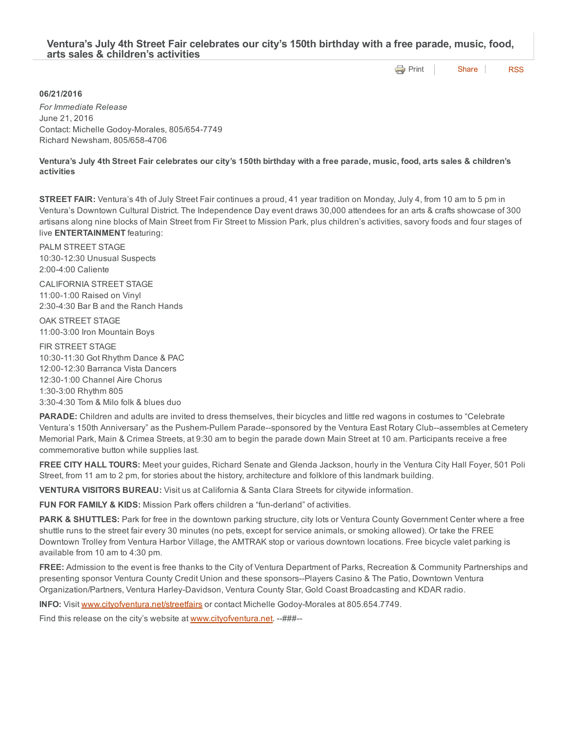# Ventura's July 4th Street Fair celebrates our city's 150th birthday with a free parade, music, food, arts sales & children's activities

Print | Share | RSS

**06/21/2016**

*For Immediate Release*
June 21, 2016
Contact: Michelle Godoy-Morales, 805/654-7749
Richard Newsham, 805/658-4706

**Ventura's July 4th Street Fair celebrates our city's 150th birthday with a free parade, music, food, arts sales & children's activities**

**STREET FAIR:** Ventura's 4th of July Street Fair continues a proud, 41 year tradition on Monday, July 4, from 10 am to 5 pm in Ventura's Downtown Cultural District. The Independence Day event draws 30,000 attendees for an arts & crafts showcase of 300 artisans along nine blocks of Main Street from Fir Street to Mission Park, plus children's activities, savory foods and four stages of live **ENTERTAINMENT** featuring:

PALM STREET STAGE
10:30-12:30 Unusual Suspects
2:00-4:00 Caliente

CALIFORNIA STREET STAGE
11:00-1:00 Raised on Vinyl
2:30-4:30 Bar B and the Ranch Hands

OAK STREET STAGE
11:00-3:00 Iron Mountain Boys

FIR STREET STAGE
10:30-11:30 Got Rhythm Dance & PAC
12:00-12:30 Barranca Vista Dancers
12:30-1:00 Channel Aire Chorus
1:30-3:00 Rhythm 805
3:30-4:30 Tom & Milo folk & blues duo

**PARADE:** Children and adults are invited to dress themselves, their bicycles and little red wagons in costumes to "Celebrate Ventura's 150th Anniversary" as the Pushem-Pullem Parade--sponsored by the Ventura East Rotary Club--assembles at Cemetery Memorial Park, Main & Crimea Streets, at 9:30 am to begin the parade down Main Street at 10 am. Participants receive a free commemorative button while supplies last.

**FREE CITY HALL TOURS:** Meet your guides, Richard Senate and Glenda Jackson, hourly in the Ventura City Hall Foyer, 501 Poli Street, from 11 am to 2 pm, for stories about the history, architecture and folklore of this landmark building.

**VENTURA VISITORS BUREAU:** Visit us at California & Santa Clara Streets for citywide information.

**FUN FOR FAMILY & KIDS:** Mission Park offers children a "fun-derland" of activities.

**PARK & SHUTTLES:** Park for free in the downtown parking structure, city lots or Ventura County Government Center where a free shuttle runs to the street fair every 30 minutes (no pets, except for service animals, or smoking allowed). Or take the FREE Downtown Trolley from Ventura Harbor Village, the AMTRAK stop or various downtown locations. Free bicycle valet parking is available from 10 am to 4:30 pm.

**FREE:** Admission to the event is free thanks to the City of Ventura Department of Parks, Recreation & Community Partnerships and presenting sponsor Ventura County Credit Union and these sponsors--Players Casino & The Patio, Downtown Ventura Organization/Partners, Ventura Harley-Davidson, Ventura County Star, Gold Coast Broadcasting and KDAR radio.

**INFO:** Visit www.cityofventura.net/streetfairs or contact Michelle Godoy-Morales at 805.654.7749.

Find this release on the city's website at www.cityofventura.net. --###--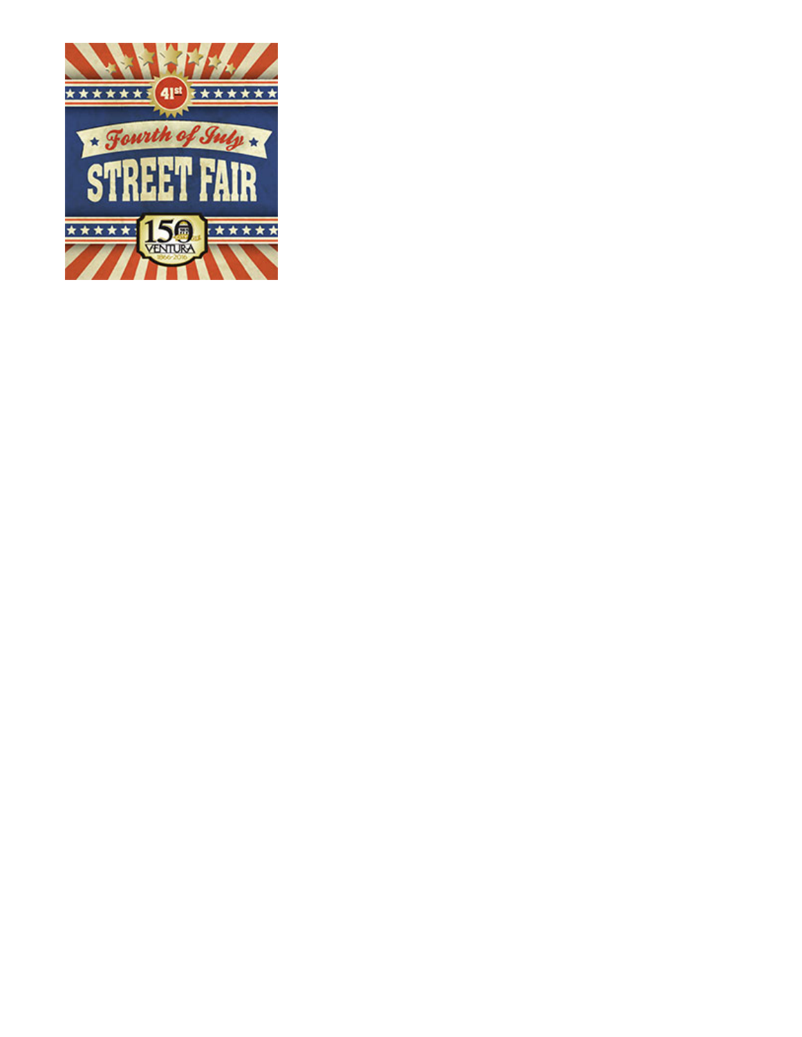41st

Fourth of July

STREET FAIR

150 VENTURA 1866-2016